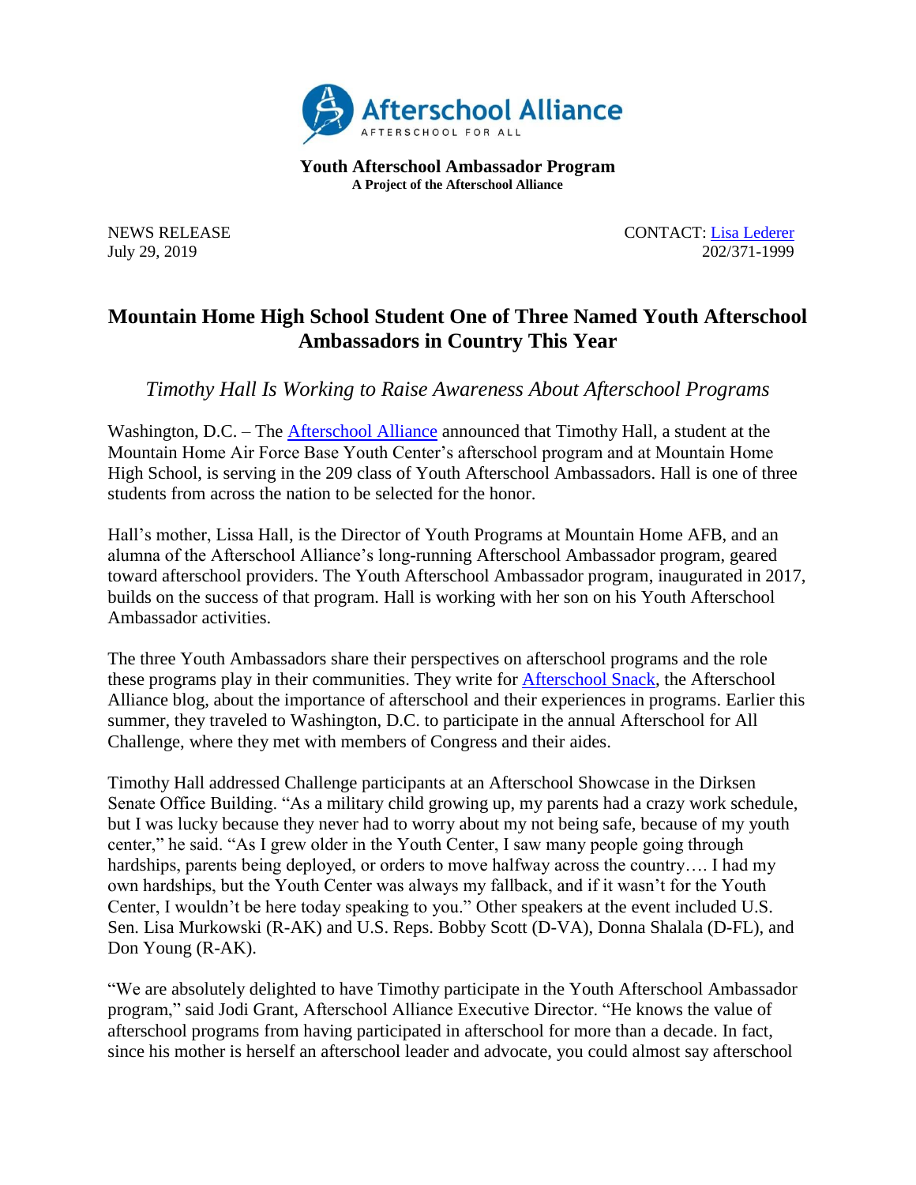Afterschool Alliance
AFTERSCHOOL FOR ALL

**Youth Afterschool Ambassador Program**
**A Project of the Afterschool Alliance**

NEWS RELEASE
July 29, 2019

CONTACT: Lisa Lederer
202/371-1999

# Mountain Home High School Student One of Three Named Youth Afterschool Ambassadors in Country This Year

## *Timothy Hall Is Working to Raise Awareness About Afterschool Programs*

Washington, D.C. – The Afterschool Alliance announced that Timothy Hall, a student at the Mountain Home Air Force Base Youth Center's afterschool program and at Mountain Home High School, is serving in the 209 class of Youth Afterschool Ambassadors. Hall is one of three students from across the nation to be selected for the honor.

Hall's mother, Lissa Hall, is the Director of Youth Programs at Mountain Home AFB, and an alumna of the Afterschool Alliance's long-running Afterschool Ambassador program, geared toward afterschool providers. The Youth Afterschool Ambassador program, inaugurated in 2017, builds on the success of that program. Hall is working with her son on his Youth Afterschool Ambassador activities.

The three Youth Ambassadors share their perspectives on afterschool programs and the role these programs play in their communities. They write for Afterschool Snack, the Afterschool Alliance blog, about the importance of afterschool and their experiences in programs. Earlier this summer, they traveled to Washington, D.C. to participate in the annual Afterschool for All Challenge, where they met with members of Congress and their aides.

Timothy Hall addressed Challenge participants at an Afterschool Showcase in the Dirksen Senate Office Building. "As a military child growing up, my parents had a crazy work schedule, but I was lucky because they never had to worry about my not being safe, because of my youth center," he said. "As I grew older in the Youth Center, I saw many people going through hardships, parents being deployed, or orders to move halfway across the country…. I had my own hardships, but the Youth Center was always my fallback, and if it wasn't for the Youth Center, I wouldn't be here today speaking to you." Other speakers at the event included U.S. Sen. Lisa Murkowski (R-AK) and U.S. Reps. Bobby Scott (D-VA), Donna Shalala (D-FL), and Don Young (R-AK).

"We are absolutely delighted to have Timothy participate in the Youth Afterschool Ambassador program," said Jodi Grant, Afterschool Alliance Executive Director. "He knows the value of afterschool programs from having participated in afterschool for more than a decade. In fact, since his mother is herself an afterschool leader and advocate, you could almost say afterschool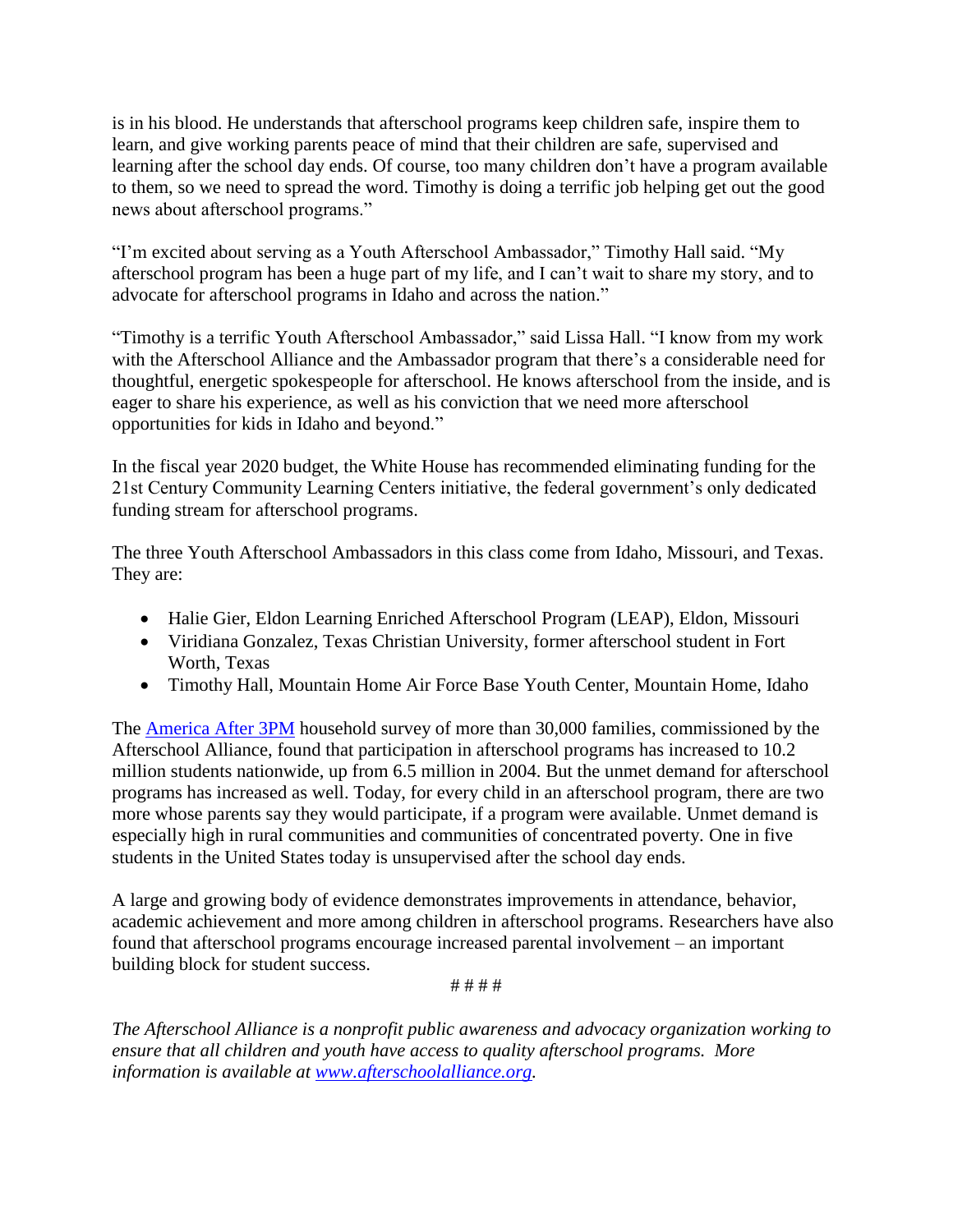is in his blood. He understands that afterschool programs keep children safe, inspire them to learn, and give working parents peace of mind that their children are safe, supervised and learning after the school day ends. Of course, too many children don't have a program available to them, so we need to spread the word. Timothy is doing a terrific job helping get out the good news about afterschool programs."

"I'm excited about serving as a Youth Afterschool Ambassador," Timothy Hall said. "My afterschool program has been a huge part of my life, and I can't wait to share my story, and to advocate for afterschool programs in Idaho and across the nation."

"Timothy is a terrific Youth Afterschool Ambassador," said Lissa Hall. "I know from my work with the Afterschool Alliance and the Ambassador program that there's a considerable need for thoughtful, energetic spokespeople for afterschool. He knows afterschool from the inside, and is eager to share his experience, as well as his conviction that we need more afterschool opportunities for kids in Idaho and beyond."

In the fiscal year 2020 budget, the White House has recommended eliminating funding for the 21st Century Community Learning Centers initiative, the federal government's only dedicated funding stream for afterschool programs.

The three Youth Afterschool Ambassadors in this class come from Idaho, Missouri, and Texas. They are:

- Halie Gier, Eldon Learning Enriched Afterschool Program (LEAP), Eldon, Missouri
- Viridiana Gonzalez, Texas Christian University, former afterschool student in Fort Worth, Texas
- Timothy Hall, Mountain Home Air Force Base Youth Center, Mountain Home, Idaho

The America After 3PM household survey of more than 30,000 families, commissioned by the Afterschool Alliance, found that participation in afterschool programs has increased to 10.2 million students nationwide, up from 6.5 million in 2004. But the unmet demand for afterschool programs has increased as well. Today, for every child in an afterschool program, there are two more whose parents say they would participate, if a program were available. Unmet demand is especially high in rural communities and communities of concentrated poverty. One in five students in the United States today is unsupervised after the school day ends.

A large and growing body of evidence demonstrates improvements in attendance, behavior, academic achievement and more among children in afterschool programs. Researchers have also found that afterschool programs encourage increased parental involvement – an important building block for student success.

# # # #

*The Afterschool Alliance is a nonprofit public awareness and advocacy organization working to ensure that all children and youth have access to quality afterschool programs. More information is available at www.afterschoolalliance.org.*